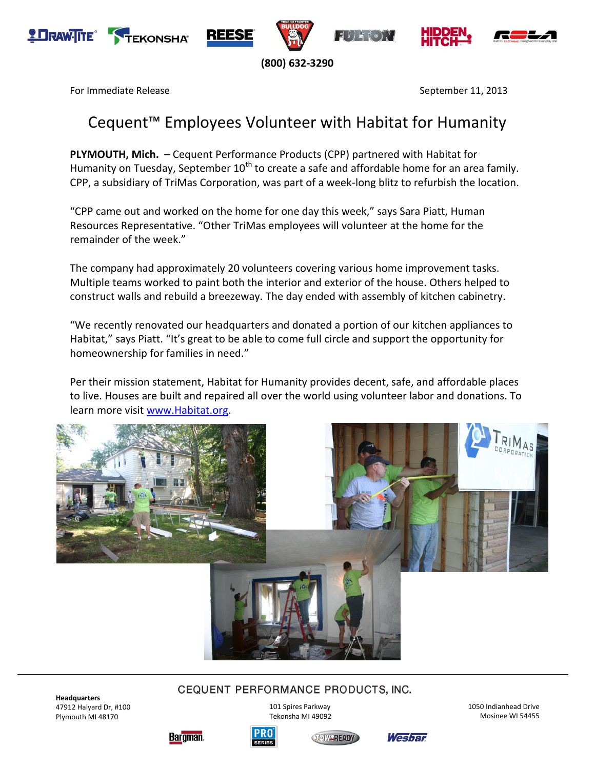(800) 632-3290

For Immediate Release September 11, 2013

# Cequent™ Employees Volunteer with Habitat for Humanity

**PLYMOUTH, Mich.** – Cequent Performance Products (CPP) partnered with Habitat for Humanity on Tuesday, September 10th to create a safe and affordable home for an area family. CPP, a subsidiary of TriMas Corporation, was part of a week-long blitz to refurbish the location.

"CPP came out and worked on the home for one day this week," says Sara Piatt, Human Resources Representative. "Other TriMas employees will volunteer at the home for the remainder of the week."

The company had approximately 20 volunteers covering various home improvement tasks. Multiple teams worked to paint both the interior and exterior of the house. Others helped to construct walls and rebuild a breezeway. The day ended with assembly of kitchen cabinetry.

"We recently renovated our headquarters and donated a portion of our kitchen appliances to Habitat," says Piatt. "It's great to be able to come full circle and support the opportunity for homeownership for families in need."

Per their mission statement, Habitat for Humanity provides decent, safe, and affordable places to live. Houses are built and repaired all over the world using volunteer labor and donations. To learn more visit www.Habitat.org.

CEQUENT PERFORMANCE PRODUCTS, INC.

**Headquarters**
47912 Halyard Dr, #100
Plymouth MI 48170

101 Spires Parkway
Tekonsha MI 49092

1050 Indianhead Drive
Mosinee WI 54455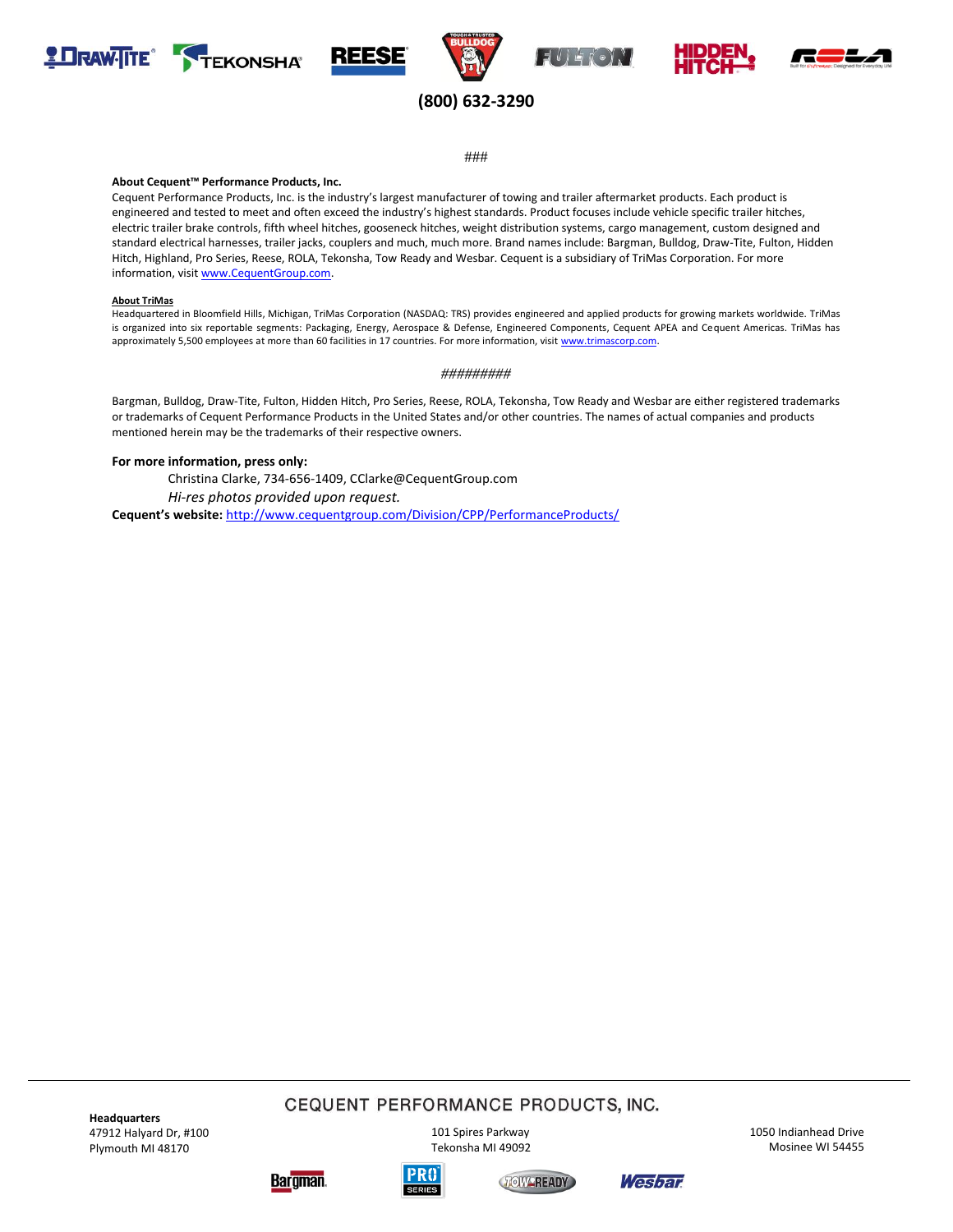(800) 632-3290

###

**About Cequent™ Performance Products, Inc.**
Cequent Performance Products, Inc. is the industry's largest manufacturer of towing and trailer aftermarket products. Each product is engineered and tested to meet and often exceed the industry's highest standards. Product focuses include vehicle specific trailer hitches, electric trailer brake controls, fifth wheel hitches, gooseneck hitches, weight distribution systems, cargo management, custom designed and standard electrical harnesses, trailer jacks, couplers and much, much more. Brand names include: Bargman, Bulldog, Draw-Tite, Fulton, Hidden Hitch, Highland, Pro Series, Reese, ROLA, Tekonsha, Tow Ready and Wesbar. Cequent is a subsidiary of TriMas Corporation. For more information, visit www.CequentGroup.com.

**About TriMas**
Headquartered in Bloomfield Hills, Michigan, TriMas Corporation (NASDAQ: TRS) provides engineered and applied products for growing markets worldwide. TriMas is organized into six reportable segments: Packaging, Energy, Aerospace & Defense, Engineered Components, Cequent APEA and Cequent Americas. TriMas has approximately 5,500 employees at more than 60 facilities in 17 countries. For more information, visit www.trimascorp.com.

#########

Bargman, Bulldog, Draw-Tite, Fulton, Hidden Hitch, Pro Series, Reese, ROLA, Tekonsha, Tow Ready and Wesbar are either registered trademarks or trademarks of Cequent Performance Products in the United States and/or other countries. The names of actual companies and products mentioned herein may be the trademarks of their respective owners.

**For more information, press only:**
Christina Clarke, 734-656-1409, CClarke@CequentGroup.com
*Hi-res photos provided upon request.*
**Cequent's website:** http://www.cequentgroup.com/Division/CPP/PerformanceProducts/

CEQUENT PERFORMANCE PRODUCTS, INC.

**Headquarters**
47912 Halyard Dr, #100
Plymouth MI 48170

101 Spires Parkway
Tekonsha MI 49092

1050 Indianhead Drive
Mosinee WI 54455